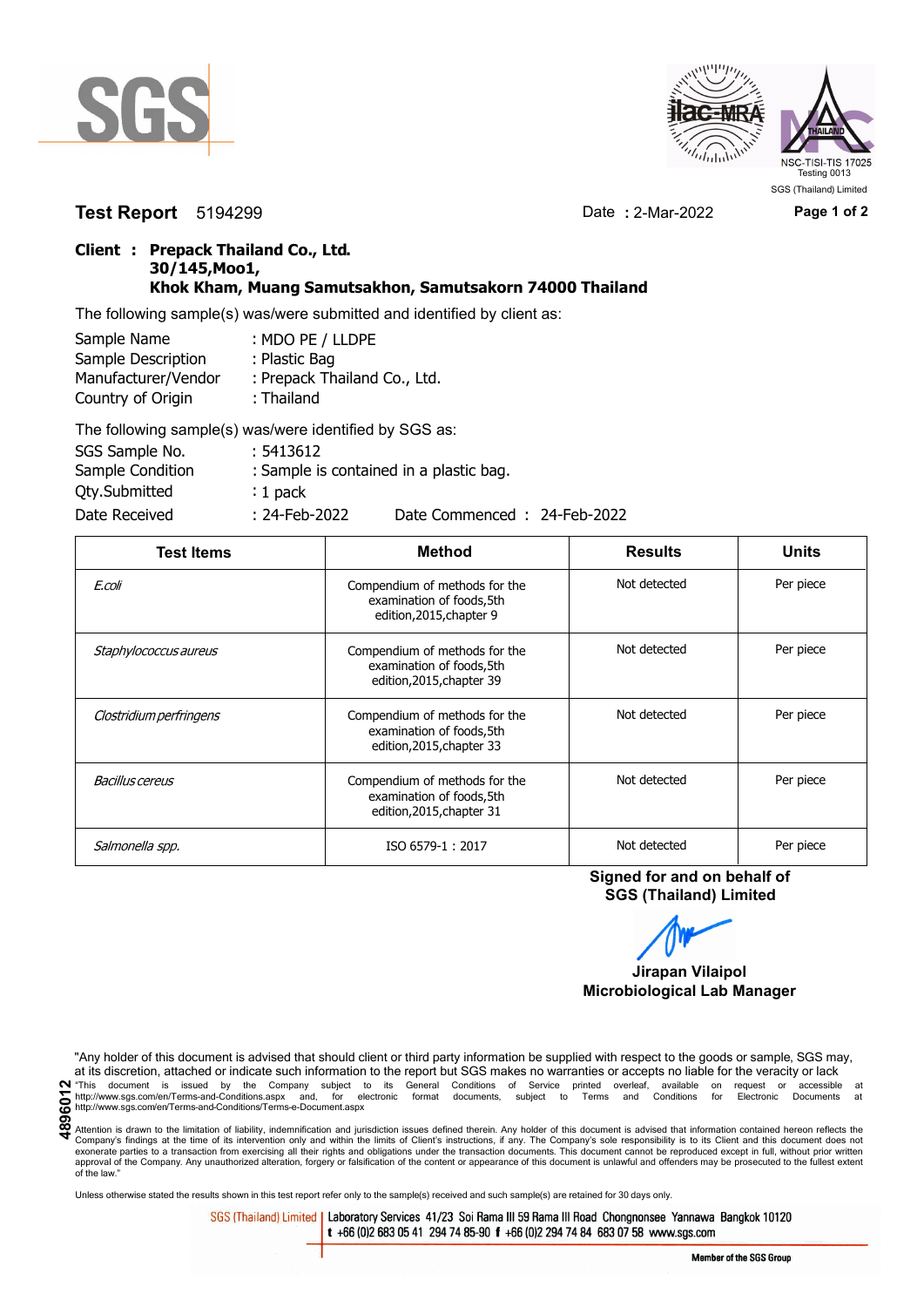SGS

ilac-MRA

NSC-TISI-TIS 17025
Testing 0013
SGS (Thailand) Limited

**Test Report** 5194299 Date : 2-Mar-2022

**Client : Prepack Thailand Co., Ltd.**
**30/145,Moo1,**
**Khok Kham, Muang Samutsakhon, Samutsakorn 74000 Thailand**

The following sample(s) was/were submitted and identified by client as:

| | |
|---|---|
| Sample Name | : MDO PE / LLDPE |
| Sample Description | : Plastic Bag |
| Manufacturer/Vendor | : Prepack Thailand Co., Ltd. |
| Country of Origin | : Thailand |

The following sample(s) was/were identified by SGS as:

| | |
|---|---|
| SGS Sample No. | : 5413612 |
| Sample Condition | : Sample is contained in a plastic bag. |
| Qty.Submitted | : 1 pack |
| Date Received | : 24-Feb-2022 Date Commenced : 24-Feb-2022 |

| Test Items | Method | Results | Units |
|---|---|---|---|
| *E.coli* | Compendium of methods for the examination of foods,5th edition,2015,chapter 9 | Not detected | Per piece |
| *Staphylococcus aureus* | Compendium of methods for the examination of foods,5th edition,2015,chapter 39 | Not detected | Per piece |
| *Clostridium perfringens* | Compendium of methods for the examination of foods,5th edition,2015,chapter 33 | Not detected | Per piece |
| *Bacillus cereus* | Compendium of methods for the examination of foods,5th edition,2015,chapter 31 | Not detected | Per piece |
| *Salmonella spp.* | ISO 6579-1 : 2017 | Not detected | Per piece |

**Signed for and on behalf of**
**SGS (Thailand) Limited**

**Jirapan Vilaipol**
**Microbiological Lab Manager**

"Any holder of this document is advised that should client or third party information be supplied with respect to the goods or sample, SGS may, at its discretion, attached or indicate such information to the report but SGS makes no warranties or accepts no liable for the veracity or lack

"This document is issued by the Company subject to its General Conditions of Service printed overleaf, available on request or accessible at http://www.sgs.com/en/Terms-and-Conditions.aspx and, for electronic format documents, subject to Terms and Conditions for Electronic Documents at http://www.sgs.com/en/Terms-and-Conditions/Terms-e-Document.aspx

Attention is drawn to the limitation of liability, indemnification and jurisdiction issues defined therein. Any holder of this document is advised that information contained hereon reflects the Company's findings at the time of its intervention only and within the limits of Client's instructions, if any. The Company's sole responsibility is to its Client and this document does not exonerate parties to a transaction from exercising all their rights and obligations under the transaction documents. This document cannot be reproduced except in full, without prior written approval of the Company. Any unauthorized alteration, forgery or falsification of the content or appearance of this document is unlawful and offenders may be prosecuted to the fullest extent of the law."

4896012

Unless otherwise stated the results shown in this test report refer only to the sample(s) received and such sample(s) are retained for 30 days only.

SGS (Thailand) Limited | Laboratory Services 41/23 Soi Rama III 59 Rama III Road Chongnonsee Yannawa Bangkok 10120
t +66 (0)2 683 05 41 294 74 85-90 f +66 (0)2 294 74 84 683 07 58 www.sgs.com

Member of the SGS Group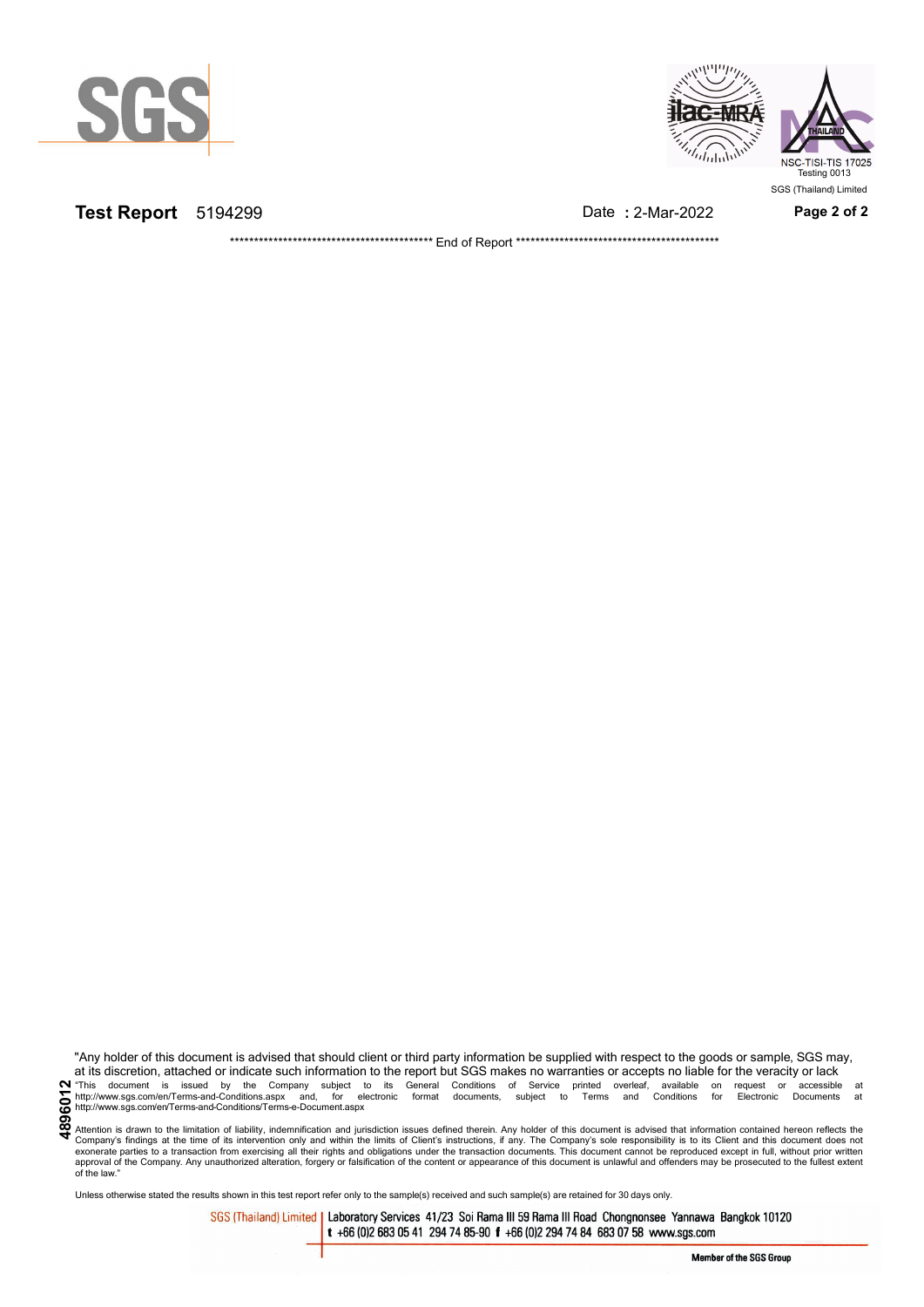**Test Report** 5194299 Date : 2-Mar-2022

******************************************** End of Report ********************************************

"Any holder of this document is advised that should client or third party information be supplied with respect to the goods or sample, SGS may, at its discretion, attached or indicate such information to the report but SGS makes no warranties or accepts no liable for the veracity or lack

"This document is issued by the Company subject to its General Conditions of Service printed overleaf, available on request or accessible at http://www.sgs.com/en/Terms-and-Conditions.aspx and, for electronic format documents, subject to Terms and Conditions for Electronic Documents at http://www.sgs.com/en/Terms-and-Conditions/Terms-e-Document.aspx

Attention is drawn to the limitation of liability, indemnification and jurisdiction issues defined therein. Any holder of this document is advised that information contained hereon reflects the Company's findings at the time of its intervention only and within the limits of Client's instructions, if any. The Company's sole responsibility is to its Client and this document does not exonerate parties to a transaction from exercising all their rights and obligations under the transaction documents. This document cannot be reproduced except in full, without prior written approval of the Company. Any unauthorized alteration, forgery or falsification of the content or appearance of this document is unlawful and offenders may be prosecuted to the fullest extent of the law."

Unless otherwise stated the results shown in this test report refer only to the sample(s) received and such sample(s) are retained for 30 days only.

SGS (Thailand) Limited | Laboratory Services 41/23 Soi Rama III 59 Rama III Road Chongnonsee Yannawa Bangkok 10120
t +66 (0)2 683 05 41 294 74 85-90 f +66 (0)2 294 74 84 683 07 58 www.sgs.com

Member of the SGS Group